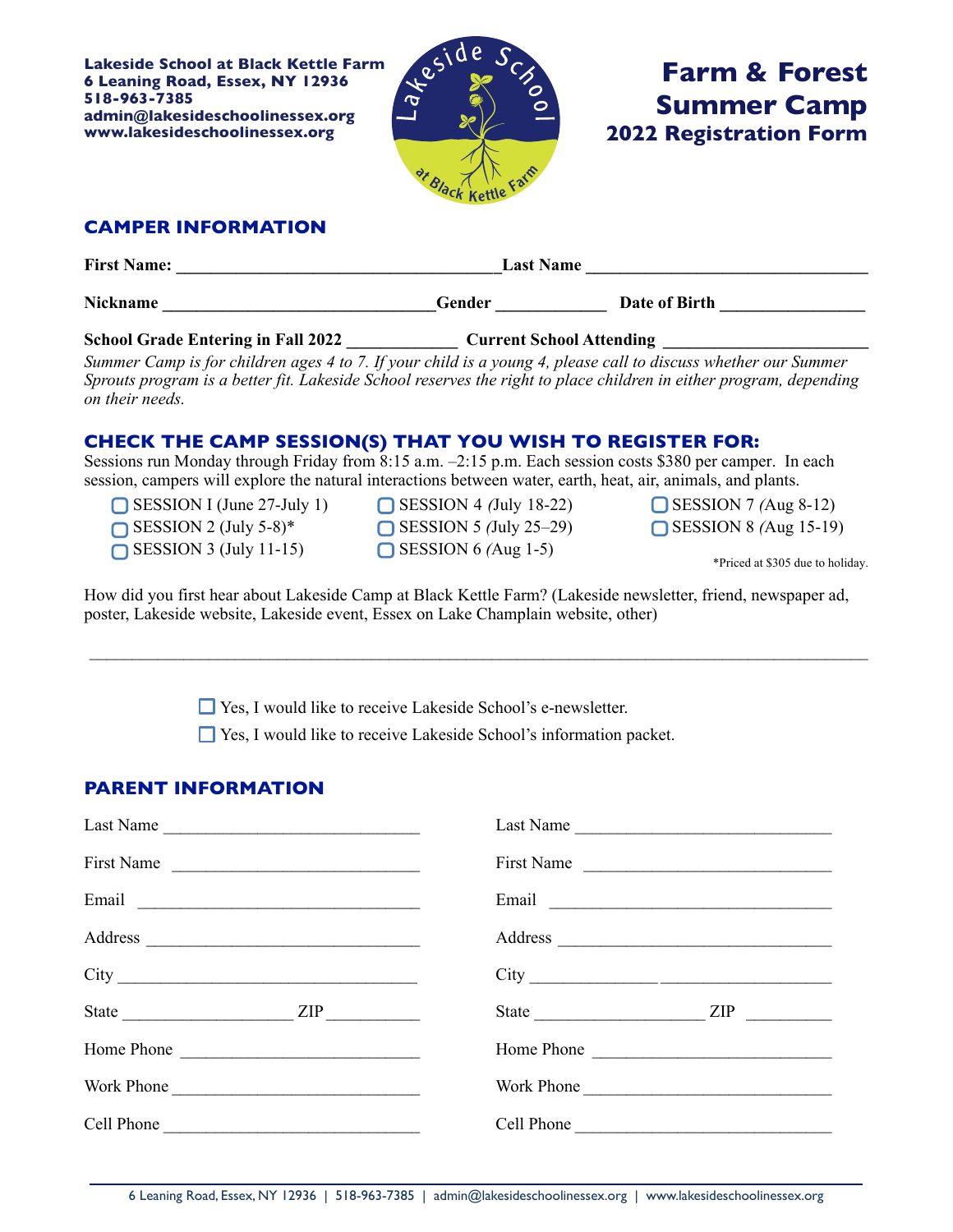**Lakeside School at Black Kettle Farm**
**6 Leaning Road, Essex, NY 12936**
**518-963-7385**
**admin@lakesideschoolinessex.org**
**www.lakesideschoolinessex.org**

Lakeside School at Black Kettle Farm

# Farm & Forest Summer Camp
## 2022 Registration Form

## CAMPER INFORMATION

**First Name:** ____________________________________ **Last Name** ________________________________

**Nickname** ______________________________ **Gender** ____________ **Date of Birth** ________________

**School Grade Entering in Fall 2022** ____________ **Current School Attending** _______________________

*Summer Camp is for children ages 4 to 7. If your child is a young 4, please call to discuss whether our Summer Sprouts program is a better fit. Lakeside School reserves the right to place children in either program, depending on their needs.*

## CHECK THE CAMP SESSION(S) THAT YOU WISH TO REGISTER FOR:

Sessions run Monday through Friday from 8:15 a.m. –2:15 p.m. Each session costs $380 per camper. In each session, campers will explore the natural interactions between water, earth, heat, air, animals, and plants.

- ☐ SESSION I (June 27-July 1)
- ☐ SESSION 2 (July 5-8)*
- ☐ SESSION 3 (July 11-15)
- ☐ SESSION 4 (July 18-22)
- ☐ SESSION 5 (July 25–29)
- ☐ SESSION 6 (Aug 1-5)
- ☐ SESSION 7 (Aug 8-12)
- ☐ SESSION 8 (Aug 15-19)

*Priced at $305 due to holiday.

How did you first hear about Lakeside Camp at Black Kettle Farm? (Lakeside newsletter, friend, newspaper ad, poster, Lakeside website, Lakeside event, Essex on Lake Champlain website, other)

______________________________________________________________________________________

- ☐ Yes, I would like to receive Lakeside School's e-newsletter.
- ☐ Yes, I would like to receive Lakeside School's information packet.

## PARENT INFORMATION

| | |
|---|---|
| Last Name ____________________________ | Last Name ____________________________ |
| First Name ___________________________ | First Name ___________________________ |
| Email ________________________________ | Email ________________________________ |
| Address ______________________________ | Address ______________________________ |
| City _________________________________ | City _________________________________ |
| State __________________ ZIP __________ | State __________________ ZIP __________ |
| Home Phone ___________________________ | Home Phone ___________________________ |
| Work Phone ___________________________ | Work Phone ___________________________ |
| Cell Phone ____________________________ | Cell Phone ____________________________ |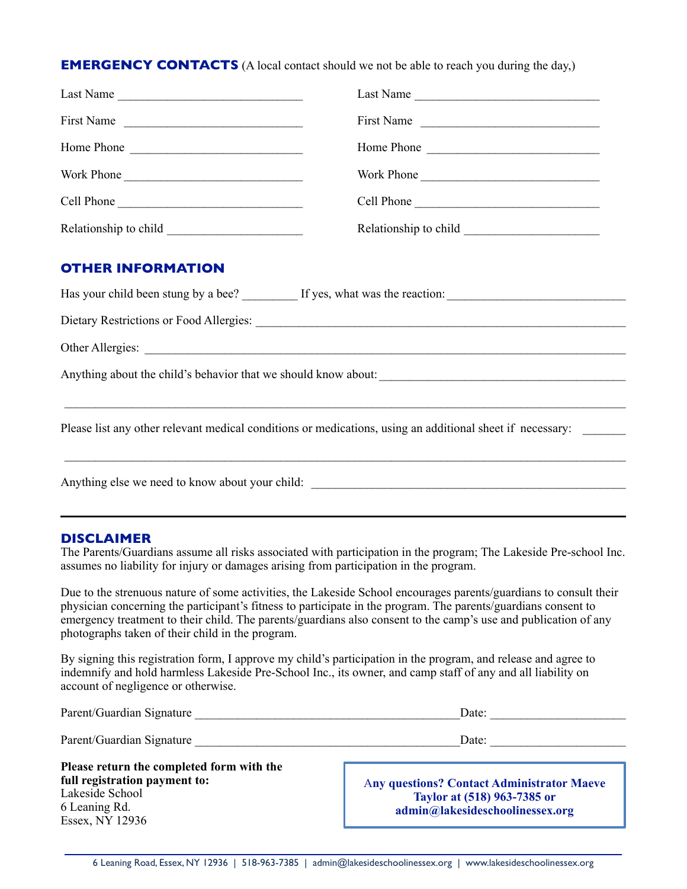## EMERGENCY CONTACTS (A local contact should we not be able to reach you during the day,)

Last Name ____________________________

First Name ____________________________

Home Phone ____________________________

Work Phone ____________________________

Cell Phone ____________________________

Relationship to child ____________________________

Last Name ____________________________

First Name ____________________________

Home Phone ____________________________

Work Phone ____________________________

Cell Phone ____________________________

Relationship to child ____________________________

## OTHER INFORMATION

Has your child been stung by a bee? _________ If yes, what was the reaction: ____________________________

Dietary Restrictions or Food Allergies: ____________________________

Other Allergies: ____________________________

Anything about the child's behavior that we should know about: ____________________________

____________________________

Please list any other relevant medical conditions or medications, using an additional sheet if necessary: _______

____________________________

Anything else we need to know about your child: ____________________________

---

## DISCLAIMER

The Parents/Guardians assume all risks associated with participation in the program; The Lakeside Pre-school Inc. assumes no liability for injury or damages arising from participation in the program.

Due to the strenuous nature of some activities, the Lakeside School encourages parents/guardians to consult their physician concerning the participant's fitness to participate in the program. The parents/guardians consent to emergency treatment to their child. The parents/guardians also consent to the camp's use and publication of any photographs taken of their child in the program.

By signing this registration form, I approve my child's participation in the program, and release and agree to indemnify and hold harmless Lakeside Pre-School Inc., its owner, and camp staff of any and all liability on account of negligence or otherwise.

Parent/Guardian Signature ____________________________ Date: ____________________

Parent/Guardian Signature ____________________________ Date: ____________________

**Please return the completed form with the full registration payment to:**
Lakeside School
6 Leaning Rd.
Essex, NY 12936

**Any questions? Contact Administrator Maeve Taylor at (518) 963-7385 or admin@lakesideschoolinessex.org**